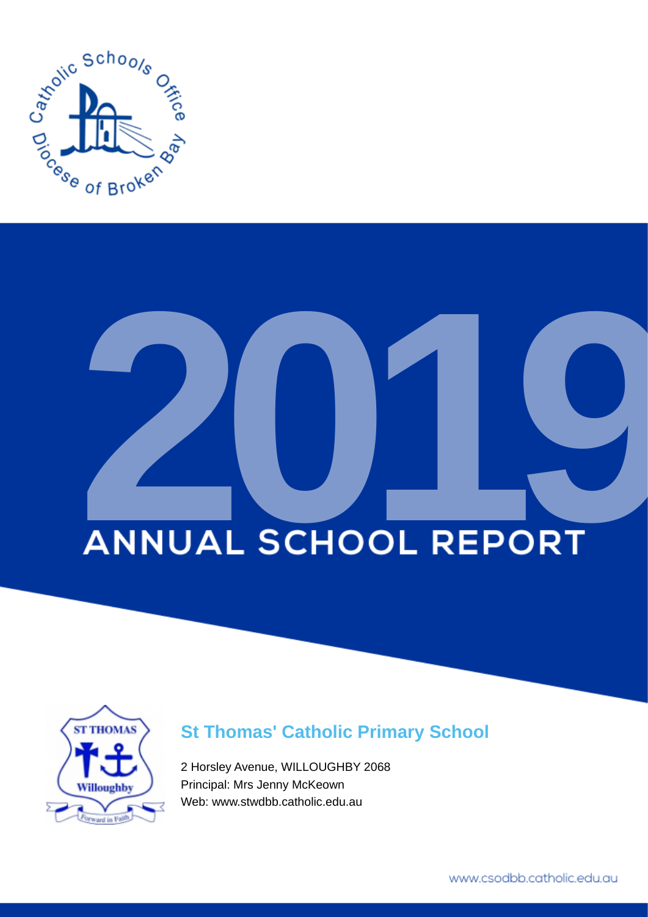Catholic Schools Office
Diocese of Broken Bay

# 2019

# ANNUAL SCHOOL REPORT

ST THOMAS
Willoughby
Forward in Faith

## St Thomas' Catholic Primary School

2 Horsley Avenue, WILLOUGHBY 2068
Principal: Mrs Jenny McKeown
Web: www.stwdbb.catholic.edu.au

www.csodbb.catholic.edu.au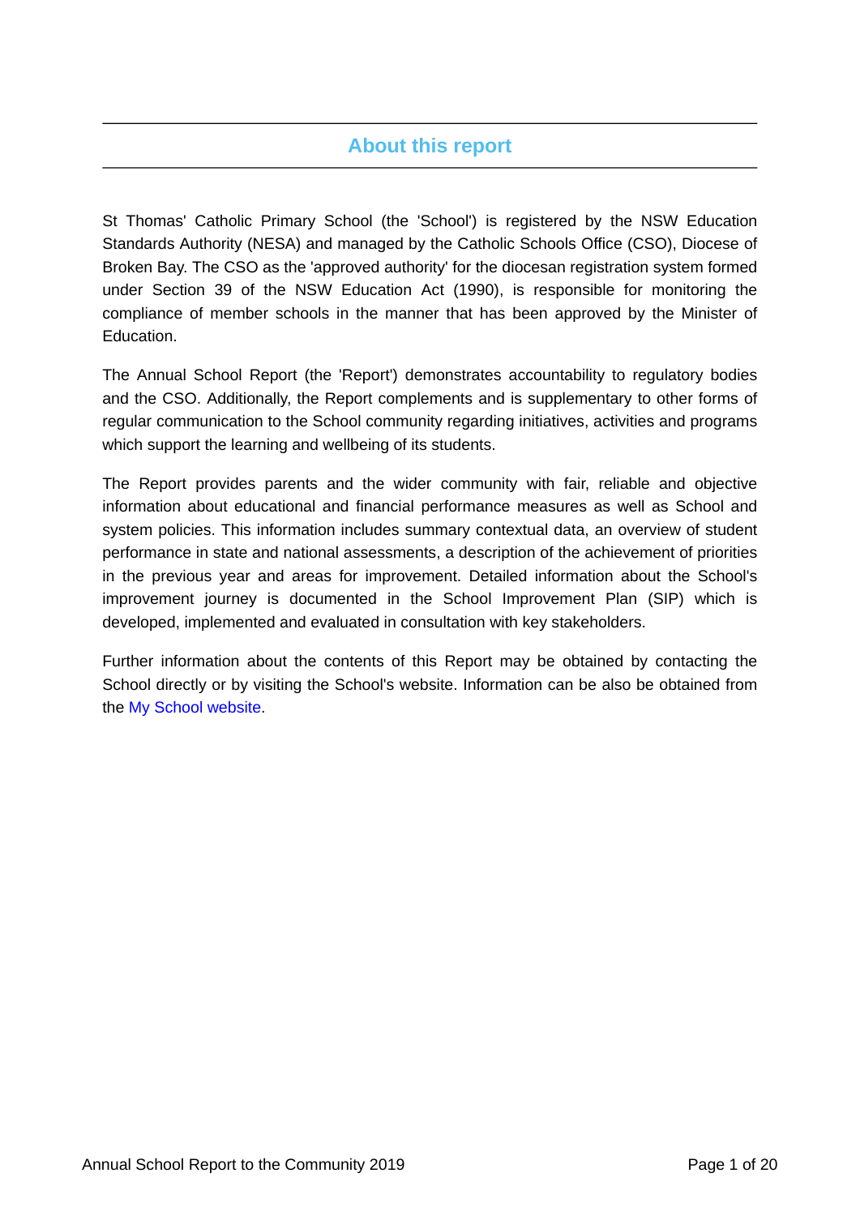## About this report

St Thomas' Catholic Primary School (the 'School') is registered by the NSW Education Standards Authority (NESA) and managed by the Catholic Schools Office (CSO), Diocese of Broken Bay. The CSO as the 'approved authority' for the diocesan registration system formed under Section 39 of the NSW Education Act (1990), is responsible for monitoring the compliance of member schools in the manner that has been approved by the Minister of Education.

The Annual School Report (the 'Report') demonstrates accountability to regulatory bodies and the CSO. Additionally, the Report complements and is supplementary to other forms of regular communication to the School community regarding initiatives, activities and programs which support the learning and wellbeing of its students.

The Report provides parents and the wider community with fair, reliable and objective information about educational and financial performance measures as well as School and system policies. This information includes summary contextual data, an overview of student performance in state and national assessments, a description of the achievement of priorities in the previous year and areas for improvement. Detailed information about the School's improvement journey is documented in the School Improvement Plan (SIP) which is developed, implemented and evaluated in consultation with key stakeholders.

Further information about the contents of this Report may be obtained by contacting the School directly or by visiting the School's website. Information can be also be obtained from the My School website.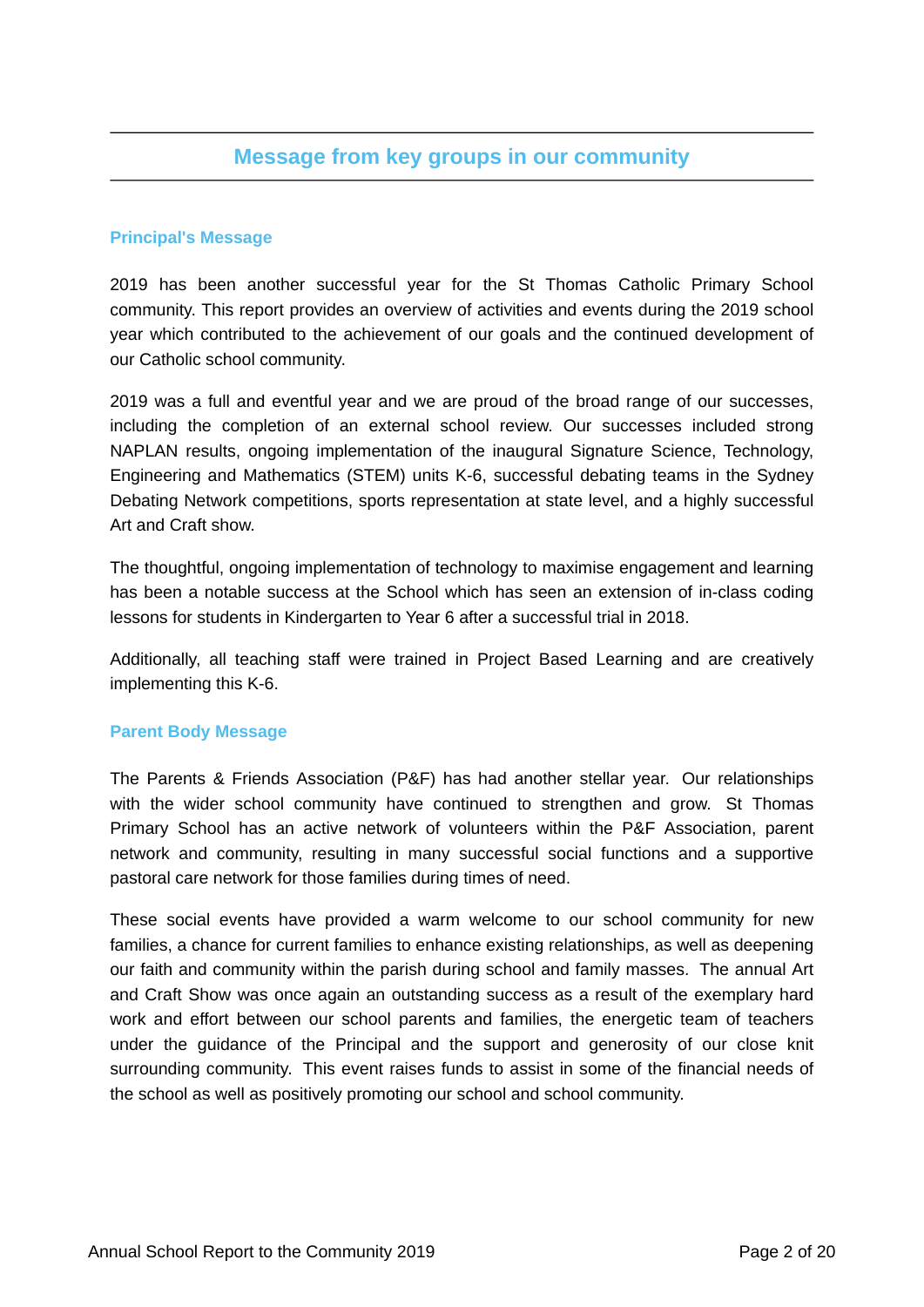## Message from key groups in our community

### Principal's Message

2019 has been another successful year for the St Thomas Catholic Primary School community. This report provides an overview of activities and events during the 2019 school year which contributed to the achievement of our goals and the continued development of our Catholic school community.

2019 was a full and eventful year and we are proud of the broad range of our successes, including the completion of an external school review. Our successes included strong NAPLAN results, ongoing implementation of the inaugural Signature Science, Technology, Engineering and Mathematics (STEM) units K-6, successful debating teams in the Sydney Debating Network competitions, sports representation at state level, and a highly successful Art and Craft show.

The thoughtful, ongoing implementation of technology to maximise engagement and learning has been a notable success at the School which has seen an extension of in-class coding lessons for students in Kindergarten to Year 6 after a successful trial in 2018.

Additionally, all teaching staff were trained in Project Based Learning and are creatively implementing this K-6.

### Parent Body Message

The Parents & Friends Association (P&F) has had another stellar year. Our relationships with the wider school community have continued to strengthen and grow. St Thomas Primary School has an active network of volunteers within the P&F Association, parent network and community, resulting in many successful social functions and a supportive pastoral care network for those families during times of need.

These social events have provided a warm welcome to our school community for new families, a chance for current families to enhance existing relationships, as well as deepening our faith and community within the parish during school and family masses. The annual Art and Craft Show was once again an outstanding success as a result of the exemplary hard work and effort between our school parents and families, the energetic team of teachers under the guidance of the Principal and the support and generosity of our close knit surrounding community. This event raises funds to assist in some of the financial needs of the school as well as positively promoting our school and school community.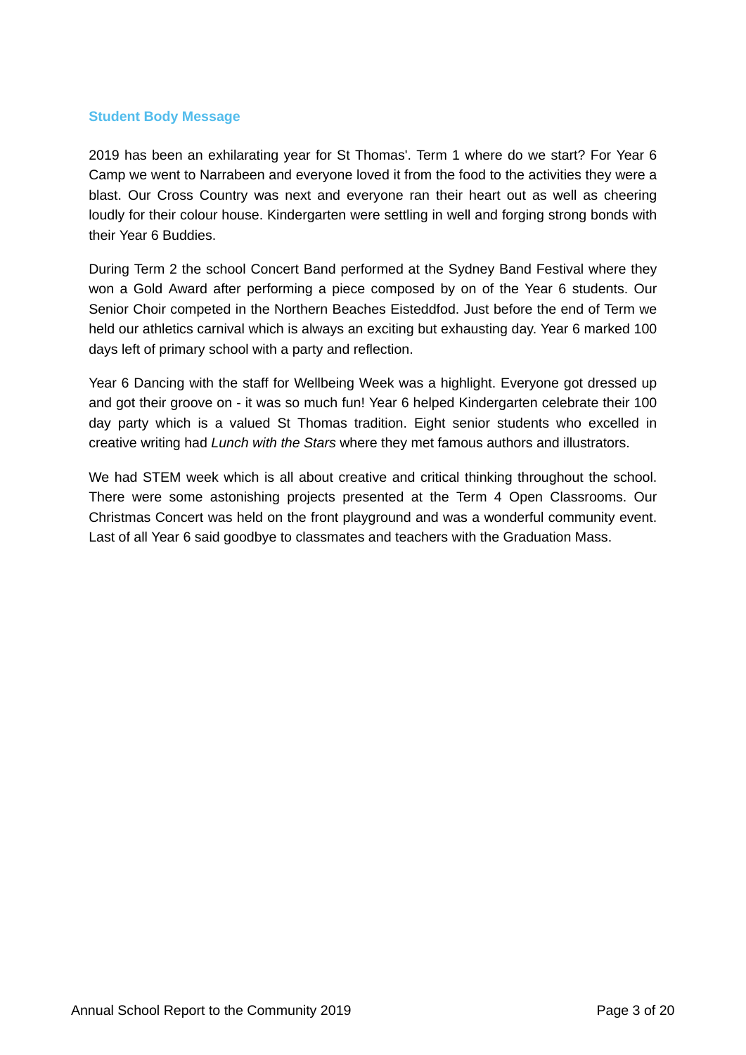## Student Body Message

2019 has been an exhilarating year for St Thomas'. Term 1 where do we start? For Year 6 Camp we went to Narrabeen and everyone loved it from the food to the activities they were a blast. Our Cross Country was next and everyone ran their heart out as well as cheering loudly for their colour house. Kindergarten were settling in well and forging strong bonds with their Year 6 Buddies.

During Term 2 the school Concert Band performed at the Sydney Band Festival where they won a Gold Award after performing a piece composed by on of the Year 6 students. Our Senior Choir competed in the Northern Beaches Eisteddfod. Just before the end of Term we held our athletics carnival which is always an exciting but exhausting day. Year 6 marked 100 days left of primary school with a party and reflection.

Year 6 Dancing with the staff for Wellbeing Week was a highlight. Everyone got dressed up and got their groove on - it was so much fun! Year 6 helped Kindergarten celebrate their 100 day party which is a valued St Thomas tradition. Eight senior students who excelled in creative writing had *Lunch with the Stars* where they met famous authors and illustrators.

We had STEM week which is all about creative and critical thinking throughout the school. There were some astonishing projects presented at the Term 4 Open Classrooms. Our Christmas Concert was held on the front playground and was a wonderful community event. Last of all Year 6 said goodbye to classmates and teachers with the Graduation Mass.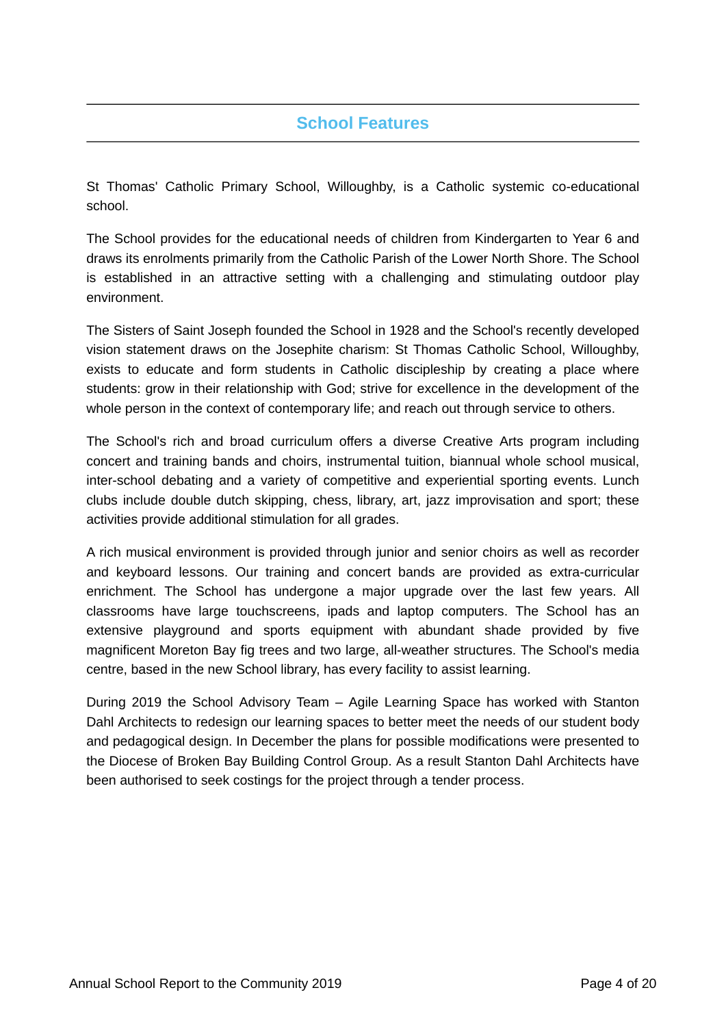## School Features

St Thomas' Catholic Primary School, Willoughby, is a Catholic systemic co-educational school.

The School provides for the educational needs of children from Kindergarten to Year 6 and draws its enrolments primarily from the Catholic Parish of the Lower North Shore. The School is established in an attractive setting with a challenging and stimulating outdoor play environment.

The Sisters of Saint Joseph founded the School in 1928 and the School's recently developed vision statement draws on the Josephite charism: St Thomas Catholic School, Willoughby, exists to educate and form students in Catholic discipleship by creating a place where students: grow in their relationship with God; strive for excellence in the development of the whole person in the context of contemporary life; and reach out through service to others.

The School's rich and broad curriculum offers a diverse Creative Arts program including concert and training bands and choirs, instrumental tuition, biannual whole school musical, inter-school debating and a variety of competitive and experiential sporting events. Lunch clubs include double dutch skipping, chess, library, art, jazz improvisation and sport; these activities provide additional stimulation for all grades.

A rich musical environment is provided through junior and senior choirs as well as recorder and keyboard lessons. Our training and concert bands are provided as extra-curricular enrichment. The School has undergone a major upgrade over the last few years. All classrooms have large touchscreens, ipads and laptop computers. The School has an extensive playground and sports equipment with abundant shade provided by five magnificent Moreton Bay fig trees and two large, all-weather structures. The School's media centre, based in the new School library, has every facility to assist learning.

During 2019 the School Advisory Team – Agile Learning Space has worked with Stanton Dahl Architects to redesign our learning spaces to better meet the needs of our student body and pedagogical design. In December the plans for possible modifications were presented to the Diocese of Broken Bay Building Control Group. As a result Stanton Dahl Architects have been authorised to seek costings for the project through a tender process.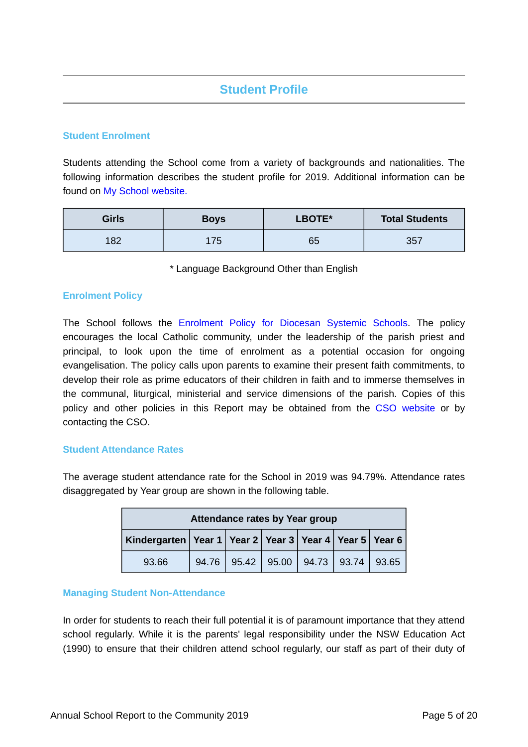## Student Profile

### Student Enrolment

Students attending the School come from a variety of backgrounds and nationalities. The following information describes the student profile for 2019. Additional information can be found on My School website.

| Girls | Boys | LBOTE* | Total Students |
|---|---|---|---|
| 182 | 175 | 65 | 357 |

\* Language Background Other than English

### Enrolment Policy

The School follows the Enrolment Policy for Diocesan Systemic Schools. The policy encourages the local Catholic community, under the leadership of the parish priest and principal, to look upon the time of enrolment as a potential occasion for ongoing evangelisation. The policy calls upon parents to examine their present faith commitments, to develop their role as prime educators of their children in faith and to immerse themselves in the communal, liturgical, ministerial and service dimensions of the parish. Copies of this policy and other policies in this Report may be obtained from the CSO website or by contacting the CSO.

### Student Attendance Rates

The average student attendance rate for the School in 2019 was 94.79%. Attendance rates disaggregated by Year group are shown in the following table.

| Attendance rates by Year group | | | | | | |
|---|---|---|---|---|---|---|
| Kindergarten | Year 1 | Year 2 | Year 3 | Year 4 | Year 5 | Year 6 |
| 93.66 | 94.76 | 95.42 | 95.00 | 94.73 | 93.74 | 93.65 |

### Managing Student Non-Attendance

In order for students to reach their full potential it is of paramount importance that they attend school regularly. While it is the parents' legal responsibility under the NSW Education Act (1990) to ensure that their children attend school regularly, our staff as part of their duty of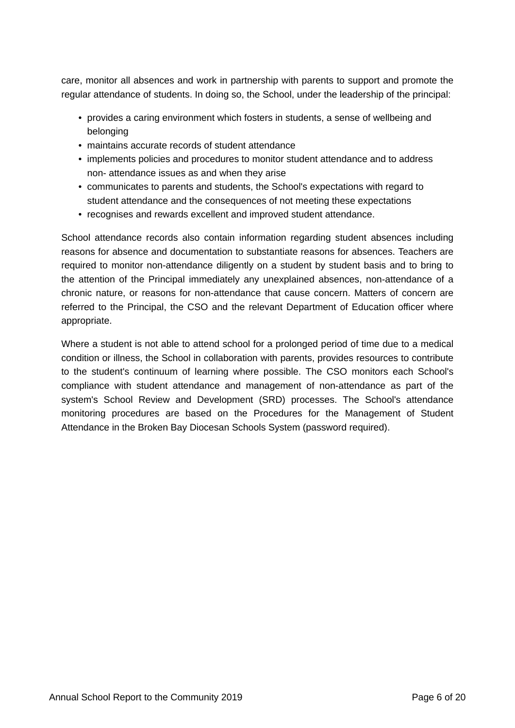care, monitor all absences and work in partnership with parents to support and promote the regular attendance of students. In doing so, the School, under the leadership of the principal:

- provides a caring environment which fosters in students, a sense of wellbeing and belonging
- maintains accurate records of student attendance
- implements policies and procedures to monitor student attendance and to address non- attendance issues as and when they arise
- communicates to parents and students, the School's expectations with regard to student attendance and the consequences of not meeting these expectations
- recognises and rewards excellent and improved student attendance.

School attendance records also contain information regarding student absences including reasons for absence and documentation to substantiate reasons for absences. Teachers are required to monitor non-attendance diligently on a student by student basis and to bring to the attention of the Principal immediately any unexplained absences, non-attendance of a chronic nature, or reasons for non-attendance that cause concern. Matters of concern are referred to the Principal, the CSO and the relevant Department of Education officer where appropriate.

Where a student is not able to attend school for a prolonged period of time due to a medical condition or illness, the School in collaboration with parents, provides resources to contribute to the student's continuum of learning where possible. The CSO monitors each School's compliance with student attendance and management of non-attendance as part of the system's School Review and Development (SRD) processes. The School's attendance monitoring procedures are based on the Procedures for the Management of Student Attendance in the Broken Bay Diocesan Schools System (password required).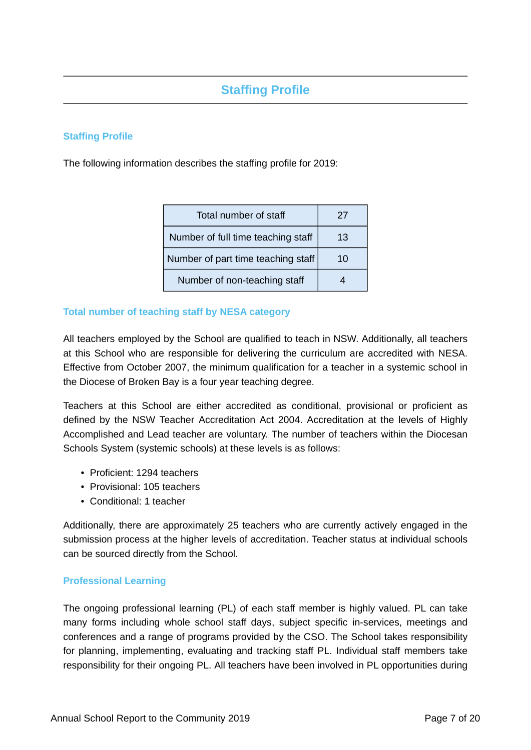# Staffing Profile

## Staffing Profile

The following information describes the staffing profile for 2019:

| Total number of staff | 27 |
|---|---|
| Number of full time teaching staff | 13 |
| Number of part time teaching staff | 10 |
| Number of non-teaching staff | 4 |

## Total number of teaching staff by NESA category

All teachers employed by the School are qualified to teach in NSW. Additionally, all teachers at this School who are responsible for delivering the curriculum are accredited with NESA. Effective from October 2007, the minimum qualification for a teacher in a systemic school in the Diocese of Broken Bay is a four year teaching degree.

Teachers at this School are either accredited as conditional, provisional or proficient as defined by the NSW Teacher Accreditation Act 2004. Accreditation at the levels of Highly Accomplished and Lead teacher are voluntary. The number of teachers within the Diocesan Schools System (systemic schools) at these levels is as follows:

- Proficient: 1294 teachers
- Provisional: 105 teachers
- Conditional: 1 teacher

Additionally, there are approximately 25 teachers who are currently actively engaged in the submission process at the higher levels of accreditation. Teacher status at individual schools can be sourced directly from the School.

## Professional Learning

The ongoing professional learning (PL) of each staff member is highly valued. PL can take many forms including whole school staff days, subject specific in-services, meetings and conferences and a range of programs provided by the CSO. The School takes responsibility for planning, implementing, evaluating and tracking staff PL. Individual staff members take responsibility for their ongoing PL. All teachers have been involved in PL opportunities during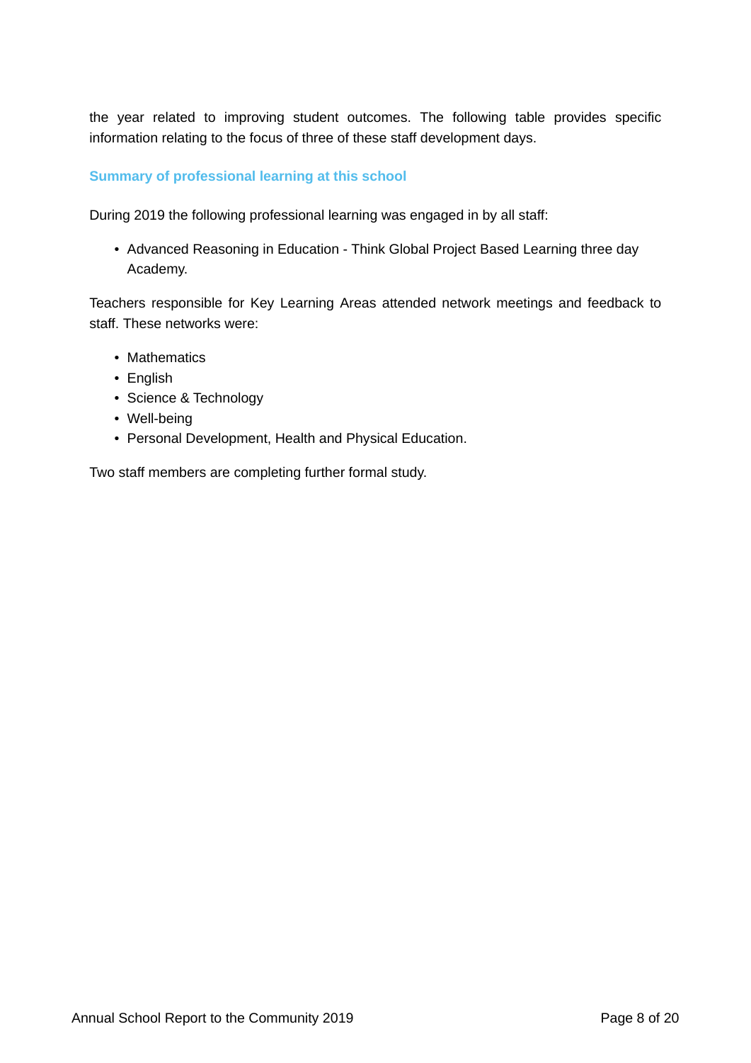the year related to improving student outcomes. The following table provides specific information relating to the focus of three of these staff development days.

### Summary of professional learning at this school

During 2019 the following professional learning was engaged in by all staff:

- Advanced Reasoning in Education - Think Global Project Based Learning three day Academy.

Teachers responsible for Key Learning Areas attended network meetings and feedback to staff. These networks were:

- Mathematics
- English
- Science & Technology
- Well-being
- Personal Development, Health and Physical Education.

Two staff members are completing further formal study.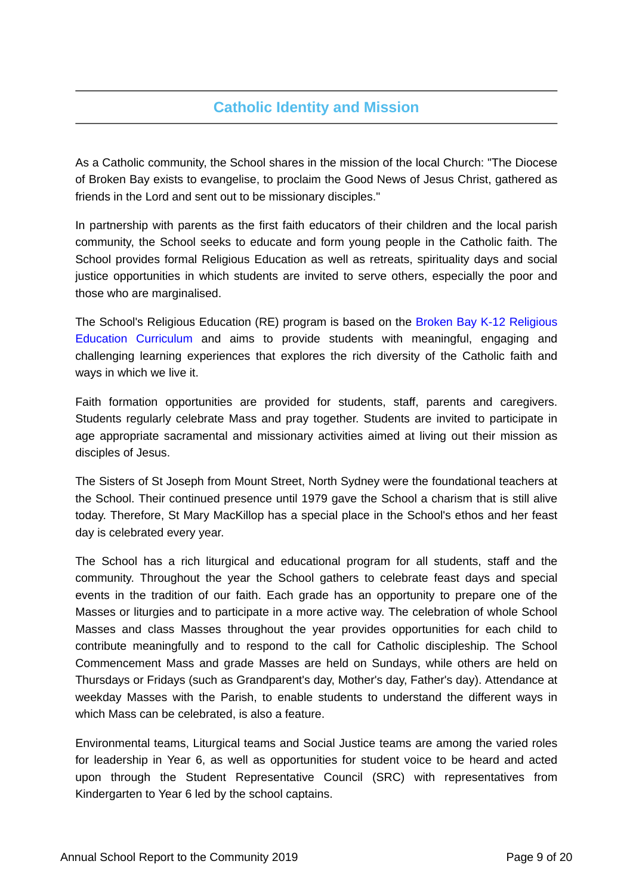## Catholic Identity and Mission

As a Catholic community, the School shares in the mission of the local Church: "The Diocese of Broken Bay exists to evangelise, to proclaim the Good News of Jesus Christ, gathered as friends in the Lord and sent out to be missionary disciples."

In partnership with parents as the first faith educators of their children and the local parish community, the School seeks to educate and form young people in the Catholic faith. The School provides formal Religious Education as well as retreats, spirituality days and social justice opportunities in which students are invited to serve others, especially the poor and those who are marginalised.

The School's Religious Education (RE) program is based on the Broken Bay K-12 Religious Education Curriculum and aims to provide students with meaningful, engaging and challenging learning experiences that explores the rich diversity of the Catholic faith and ways in which we live it.

Faith formation opportunities are provided for students, staff, parents and caregivers. Students regularly celebrate Mass and pray together. Students are invited to participate in age appropriate sacramental and missionary activities aimed at living out their mission as disciples of Jesus.

The Sisters of St Joseph from Mount Street, North Sydney were the foundational teachers at the School. Their continued presence until 1979 gave the School a charism that is still alive today. Therefore, St Mary MacKillop has a special place in the School's ethos and her feast day is celebrated every year.

The School has a rich liturgical and educational program for all students, staff and the community. Throughout the year the School gathers to celebrate feast days and special events in the tradition of our faith. Each grade has an opportunity to prepare one of the Masses or liturgies and to participate in a more active way. The celebration of whole School Masses and class Masses throughout the year provides opportunities for each child to contribute meaningfully and to respond to the call for Catholic discipleship. The School Commencement Mass and grade Masses are held on Sundays, while others are held on Thursdays or Fridays (such as Grandparent's day, Mother's day, Father's day). Attendance at weekday Masses with the Parish, to enable students to understand the different ways in which Mass can be celebrated, is also a feature.

Environmental teams, Liturgical teams and Social Justice teams are among the varied roles for leadership in Year 6, as well as opportunities for student voice to be heard and acted upon through the Student Representative Council (SRC) with representatives from Kindergarten to Year 6 led by the school captains.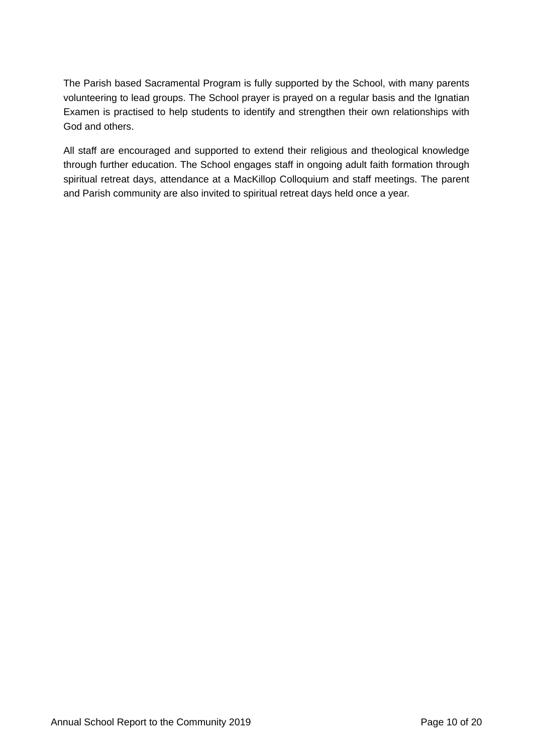The Parish based Sacramental Program is fully supported by the School, with many parents volunteering to lead groups. The School prayer is prayed on a regular basis and the Ignatian Examen is practised to help students to identify and strengthen their own relationships with God and others.

All staff are encouraged and supported to extend their religious and theological knowledge through further education. The School engages staff in ongoing adult faith formation through spiritual retreat days, attendance at a MacKillop Colloquium and staff meetings. The parent and Parish community are also invited to spiritual retreat days held once a year.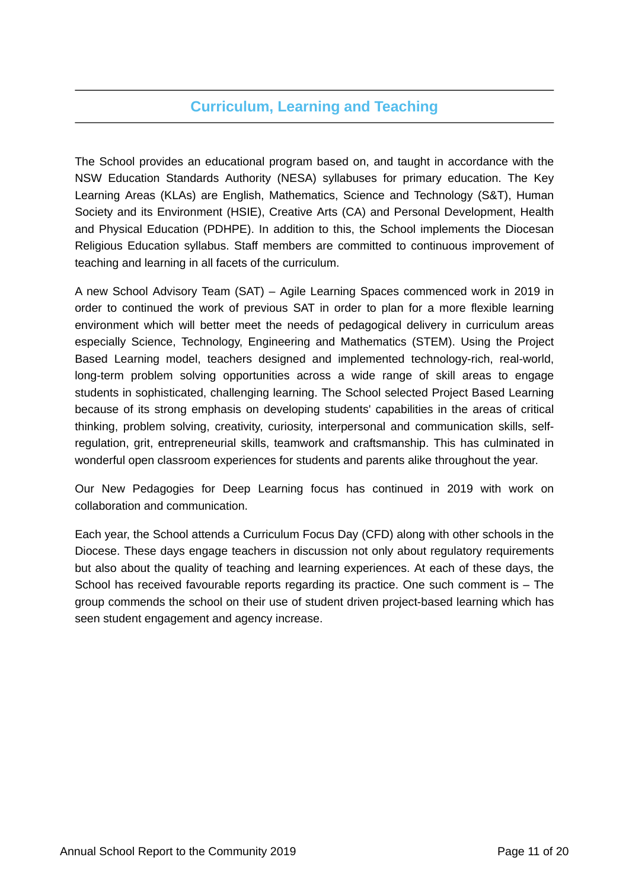## Curriculum, Learning and Teaching

The School provides an educational program based on, and taught in accordance with the NSW Education Standards Authority (NESA) syllabuses for primary education. The Key Learning Areas (KLAs) are English, Mathematics, Science and Technology (S&T), Human Society and its Environment (HSIE), Creative Arts (CA) and Personal Development, Health and Physical Education (PDHPE). In addition to this, the School implements the Diocesan Religious Education syllabus. Staff members are committed to continuous improvement of teaching and learning in all facets of the curriculum.

A new School Advisory Team (SAT) – Agile Learning Spaces commenced work in 2019 in order to continued the work of previous SAT in order to plan for a more flexible learning environment which will better meet the needs of pedagogical delivery in curriculum areas especially Science, Technology, Engineering and Mathematics (STEM). Using the Project Based Learning model, teachers designed and implemented technology-rich, real-world, long-term problem solving opportunities across a wide range of skill areas to engage students in sophisticated, challenging learning. The School selected Project Based Learning because of its strong emphasis on developing students' capabilities in the areas of critical thinking, problem solving, creativity, curiosity, interpersonal and communication skills, self-regulation, grit, entrepreneurial skills, teamwork and craftsmanship. This has culminated in wonderful open classroom experiences for students and parents alike throughout the year.

Our New Pedagogies for Deep Learning focus has continued in 2019 with work on collaboration and communication.

Each year, the School attends a Curriculum Focus Day (CFD) along with other schools in the Diocese. These days engage teachers in discussion not only about regulatory requirements but also about the quality of teaching and learning experiences. At each of these days, the School has received favourable reports regarding its practice. One such comment is – The group commends the school on their use of student driven project-based learning which has seen student engagement and agency increase.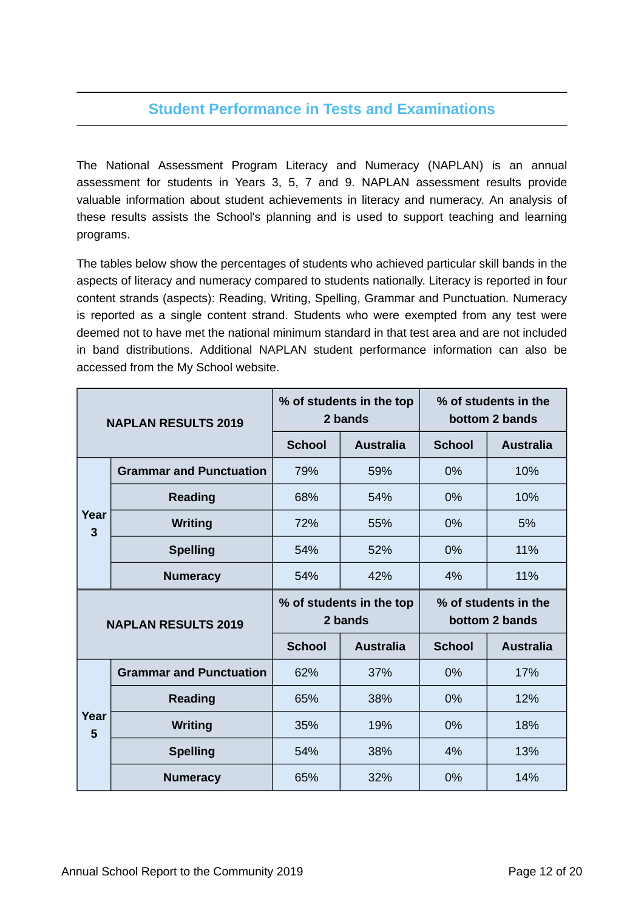## Student Performance in Tests and Examinations

The National Assessment Program Literacy and Numeracy (NAPLAN) is an annual assessment for students in Years 3, 5, 7 and 9. NAPLAN assessment results provide valuable information about student achievements in literacy and numeracy. An analysis of these results assists the School's planning and is used to support teaching and learning programs.

The tables below show the percentages of students who achieved particular skill bands in the aspects of literacy and numeracy compared to students nationally. Literacy is reported in four content strands (aspects): Reading, Writing, Spelling, Grammar and Punctuation. Numeracy is reported as a single content strand. Students who were exempted from any test were deemed not to have met the national minimum standard in that test area and are not included in band distributions. Additional NAPLAN student performance information can also be accessed from the My School website.

| NAPLAN RESULTS 2019 | | % of students in the top 2 bands | | % of students in the bottom 2 bands | |
|---|---|---|---|---|---|
| | | School | Australia | School | Australia |
| Year 3 | Grammar and Punctuation | 79% | 59% | 0% | 10% |
| | Reading | 68% | 54% | 0% | 10% |
| | Writing | 72% | 55% | 0% | 5% |
| | Spelling | 54% | 52% | 0% | 11% |
| | Numeracy | 54% | 42% | 4% | 11% |

| NAPLAN RESULTS 2019 | | % of students in the top 2 bands | | % of students in the bottom 2 bands | |
|---|---|---|---|---|---|
| | | School | Australia | School | Australia |
| Year 5 | Grammar and Punctuation | 62% | 37% | 0% | 17% |
| | Reading | 65% | 38% | 0% | 12% |
| | Writing | 35% | 19% | 0% | 18% |
| | Spelling | 54% | 38% | 4% | 13% |
| | Numeracy | 65% | 32% | 0% | 14% |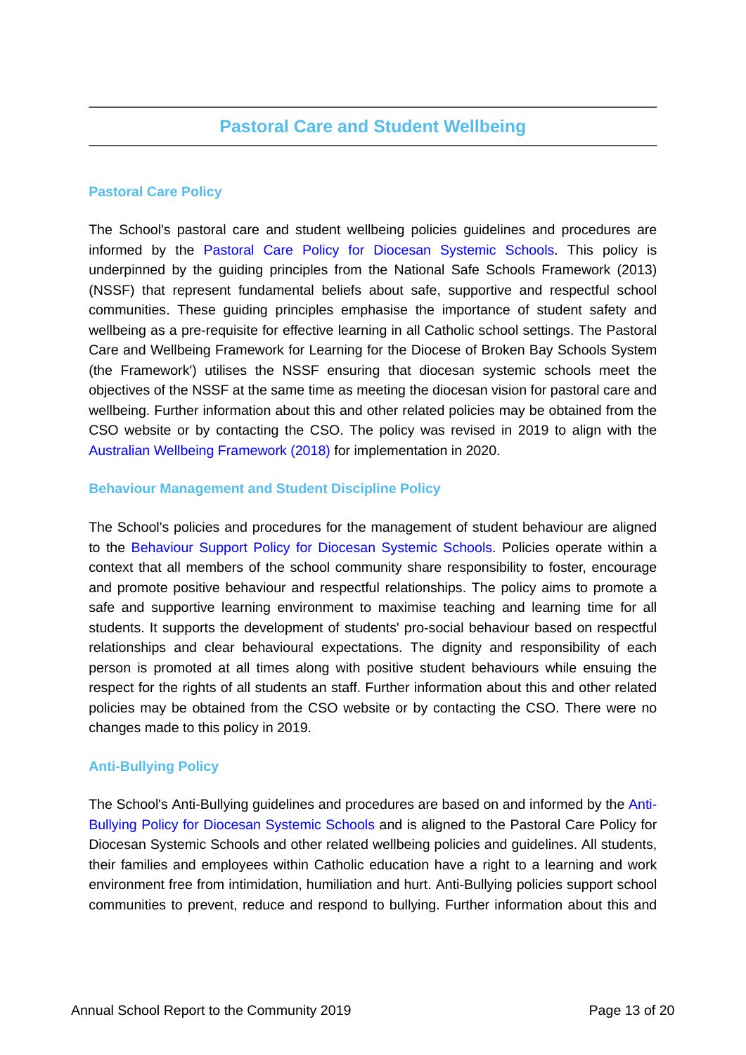## Pastoral Care and Student Wellbeing

### Pastoral Care Policy

The School's pastoral care and student wellbeing policies guidelines and procedures are informed by the Pastoral Care Policy for Diocesan Systemic Schools. This policy is underpinned by the guiding principles from the National Safe Schools Framework (2013) (NSSF) that represent fundamental beliefs about safe, supportive and respectful school communities. These guiding principles emphasise the importance of student safety and wellbeing as a pre-requisite for effective learning in all Catholic school settings. The Pastoral Care and Wellbeing Framework for Learning for the Diocese of Broken Bay Schools System (the Framework') utilises the NSSF ensuring that diocesan systemic schools meet the objectives of the NSSF at the same time as meeting the diocesan vision for pastoral care and wellbeing. Further information about this and other related policies may be obtained from the CSO website or by contacting the CSO. The policy was revised in 2019 to align with the Australian Wellbeing Framework (2018) for implementation in 2020.

### Behaviour Management and Student Discipline Policy

The School's policies and procedures for the management of student behaviour are aligned to the Behaviour Support Policy for Diocesan Systemic Schools. Policies operate within a context that all members of the school community share responsibility to foster, encourage and promote positive behaviour and respectful relationships. The policy aims to promote a safe and supportive learning environment to maximise teaching and learning time for all students. It supports the development of students' pro-social behaviour based on respectful relationships and clear behavioural expectations. The dignity and responsibility of each person is promoted at all times along with positive student behaviours while ensuing the respect for the rights of all students an staff. Further information about this and other related policies may be obtained from the CSO website or by contacting the CSO. There were no changes made to this policy in 2019.

### Anti-Bullying Policy

The School's Anti-Bullying guidelines and procedures are based on and informed by the Anti-Bullying Policy for Diocesan Systemic Schools and is aligned to the Pastoral Care Policy for Diocesan Systemic Schools and other related wellbeing policies and guidelines. All students, their families and employees within Catholic education have a right to a learning and work environment free from intimidation, humiliation and hurt. Anti-Bullying policies support school communities to prevent, reduce and respond to bullying. Further information about this and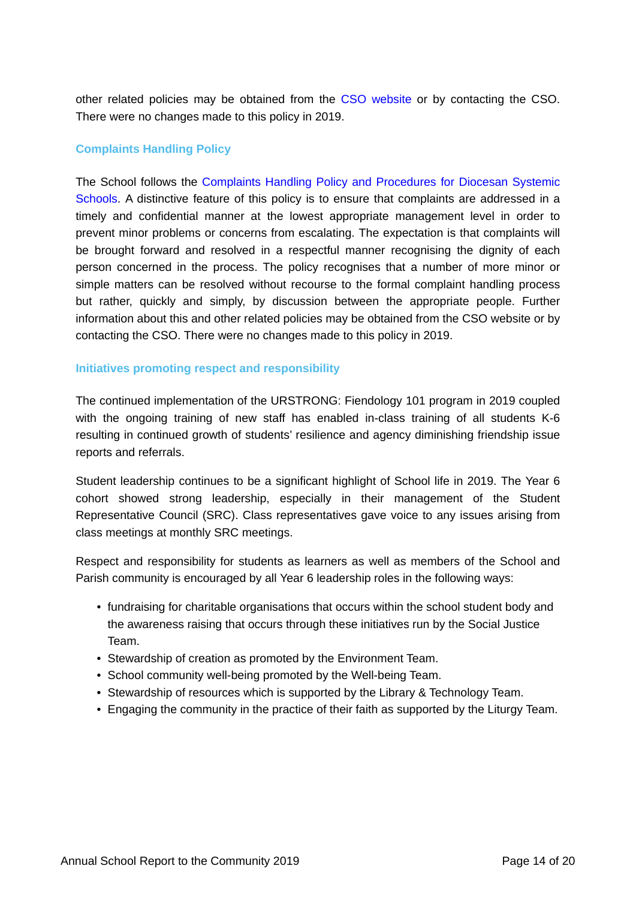other related policies may be obtained from the CSO website or by contacting the CSO. There were no changes made to this policy in 2019.

### Complaints Handling Policy

The School follows the Complaints Handling Policy and Procedures for Diocesan Systemic Schools. A distinctive feature of this policy is to ensure that complaints are addressed in a timely and confidential manner at the lowest appropriate management level in order to prevent minor problems or concerns from escalating. The expectation is that complaints will be brought forward and resolved in a respectful manner recognising the dignity of each person concerned in the process. The policy recognises that a number of more minor or simple matters can be resolved without recourse to the formal complaint handling process but rather, quickly and simply, by discussion between the appropriate people. Further information about this and other related policies may be obtained from the CSO website or by contacting the CSO. There were no changes made to this policy in 2019.

### Initiatives promoting respect and responsibility

The continued implementation of the URSTRONG: Fiendology 101 program in 2019 coupled with the ongoing training of new staff has enabled in-class training of all students K-6 resulting in continued growth of students' resilience and agency diminishing friendship issue reports and referrals.

Student leadership continues to be a significant highlight of School life in 2019. The Year 6 cohort showed strong leadership, especially in their management of the Student Representative Council (SRC). Class representatives gave voice to any issues arising from class meetings at monthly SRC meetings.

Respect and responsibility for students as learners as well as members of the School and Parish community is encouraged by all Year 6 leadership roles in the following ways:

- fundraising for charitable organisations that occurs within the school student body and the awareness raising that occurs through these initiatives run by the Social Justice Team.
- Stewardship of creation as promoted by the Environment Team.
- School community well-being promoted by the Well-being Team.
- Stewardship of resources which is supported by the Library & Technology Team.
- Engaging the community in the practice of their faith as supported by the Liturgy Team.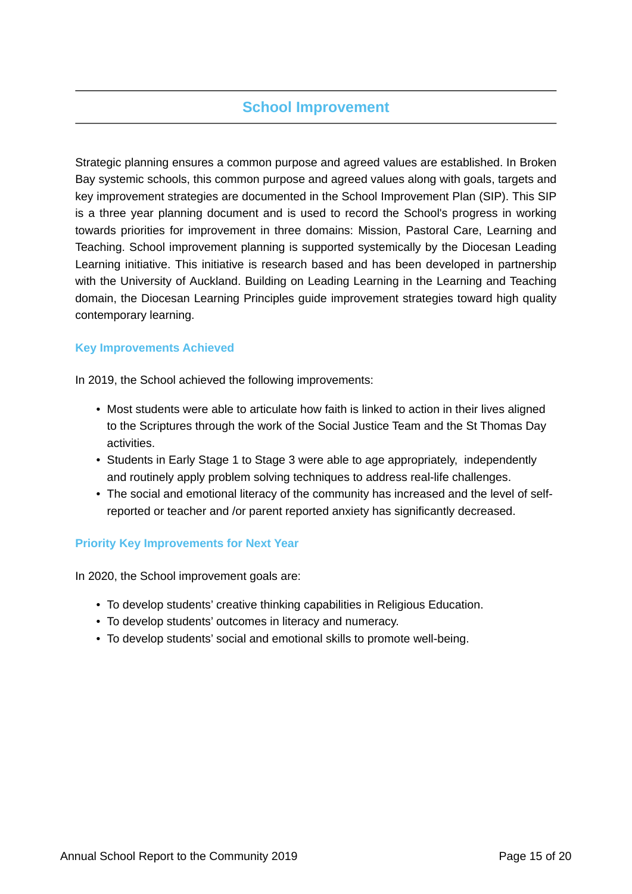## School Improvement

Strategic planning ensures a common purpose and agreed values are established. In Broken Bay systemic schools, this common purpose and agreed values along with goals, targets and key improvement strategies are documented in the School Improvement Plan (SIP). This SIP is a three year planning document and is used to record the School's progress in working towards priorities for improvement in three domains: Mission, Pastoral Care, Learning and Teaching. School improvement planning is supported systemically by the Diocesan Leading Learning initiative. This initiative is research based and has been developed in partnership with the University of Auckland. Building on Leading Learning in the Learning and Teaching domain, the Diocesan Learning Principles guide improvement strategies toward high quality contemporary learning.

### Key Improvements Achieved

In 2019, the School achieved the following improvements:

- Most students were able to articulate how faith is linked to action in their lives aligned to the Scriptures through the work of the Social Justice Team and the St Thomas Day activities.
- Students in Early Stage 1 to Stage 3 were able to age appropriately, independently and routinely apply problem solving techniques to address real-life challenges.
- The social and emotional literacy of the community has increased and the level of self-reported or teacher and /or parent reported anxiety has significantly decreased.

### Priority Key Improvements for Next Year

In 2020, the School improvement goals are:

- To develop students' creative thinking capabilities in Religious Education.
- To develop students' outcomes in literacy and numeracy.
- To develop students' social and emotional skills to promote well-being.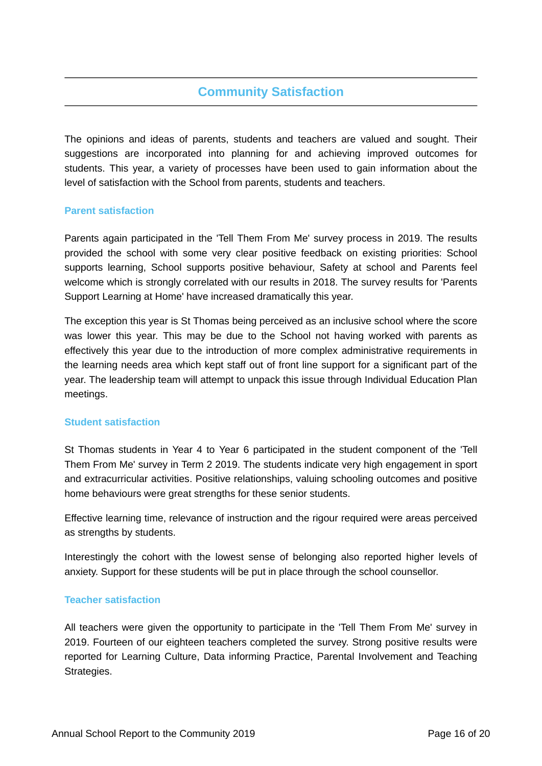# Community Satisfaction

The opinions and ideas of parents, students and teachers are valued and sought. Their suggestions are incorporated into planning for and achieving improved outcomes for students. This year, a variety of processes have been used to gain information about the level of satisfaction with the School from parents, students and teachers.

## Parent satisfaction

Parents again participated in the 'Tell Them From Me' survey process in 2019. The results provided the school with some very clear positive feedback on existing priorities: School supports learning, School supports positive behaviour, Safety at school and Parents feel welcome which is strongly correlated with our results in 2018. The survey results for 'Parents Support Learning at Home' have increased dramatically this year.

The exception this year is St Thomas being perceived as an inclusive school where the score was lower this year. This may be due to the School not having worked with parents as effectively this year due to the introduction of more complex administrative requirements in the learning needs area which kept staff out of front line support for a significant part of the year. The leadership team will attempt to unpack this issue through Individual Education Plan meetings.

## Student satisfaction

St Thomas students in Year 4 to Year 6 participated in the student component of the 'Tell Them From Me' survey in Term 2 2019. The students indicate very high engagement in sport and extracurricular activities. Positive relationships, valuing schooling outcomes and positive home behaviours were great strengths for these senior students.

Effective learning time, relevance of instruction and the rigour required were areas perceived as strengths by students.

Interestingly the cohort with the lowest sense of belonging also reported higher levels of anxiety. Support for these students will be put in place through the school counsellor.

## Teacher satisfaction

All teachers were given the opportunity to participate in the 'Tell Them From Me' survey in 2019. Fourteen of our eighteen teachers completed the survey. Strong positive results were reported for Learning Culture, Data informing Practice, Parental Involvement and Teaching Strategies.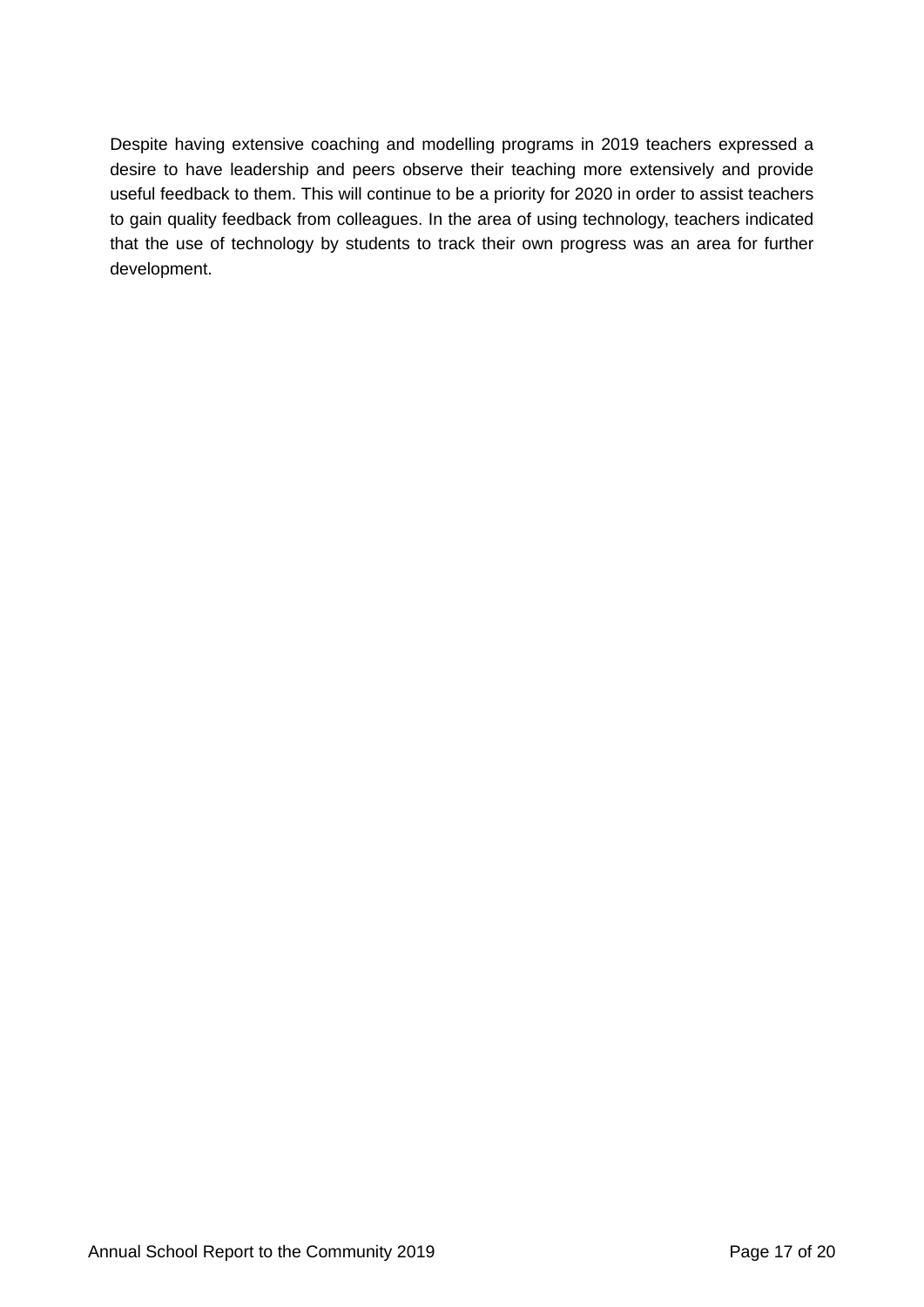Despite having extensive coaching and modelling programs in 2019 teachers expressed a desire to have leadership and peers observe their teaching more extensively and provide useful feedback to them. This will continue to be a priority for 2020 in order to assist teachers to gain quality feedback from colleagues. In the area of using technology, teachers indicated that the use of technology by students to track their own progress was an area for further development.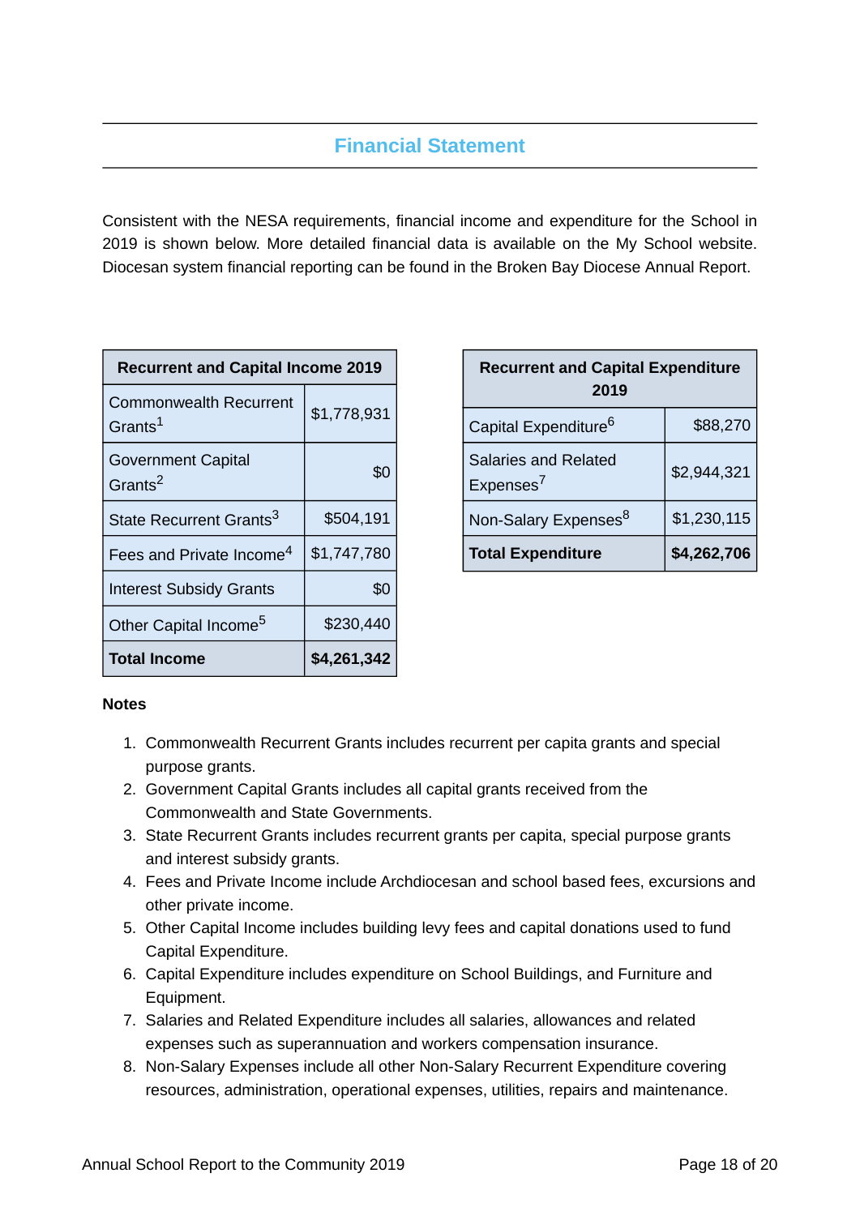## Financial Statement

Consistent with the NESA requirements, financial income and expenditure for the School in 2019 is shown below. More detailed financial data is available on the My School website. Diocesan system financial reporting can be found in the Broken Bay Diocese Annual Report.

| Recurrent and Capital Income 2019 | |
|---|---|
| Commonwealth Recurrent Grants[1] | $1,778,931 |
| Government Capital Grants[2] | $0 |
| State Recurrent Grants[3] | $504,191 |
| Fees and Private Income[4] | $1,747,780 |
| Interest Subsidy Grants | $0 |
| Other Capital Income[5] | $230,440 |
| **Total Income** | **$4,261,342** |

| Recurrent and Capital Expenditure 2019 | |
|---|---|
| Capital Expenditure[6] | $88,270 |
| Salaries and Related Expenses[7] | $2,944,321 |
| Non-Salary Expenses[8] | $1,230,115 |
| **Total Expenditure** | **$4,262,706** |

**Notes**

1. Commonwealth Recurrent Grants includes recurrent per capita grants and special purpose grants.
2. Government Capital Grants includes all capital grants received from the Commonwealth and State Governments.
3. State Recurrent Grants includes recurrent grants per capita, special purpose grants and interest subsidy grants.
4. Fees and Private Income include Archdiocesan and school based fees, excursions and other private income.
5. Other Capital Income includes building levy fees and capital donations used to fund Capital Expenditure.
6. Capital Expenditure includes expenditure on School Buildings, and Furniture and Equipment.
7. Salaries and Related Expenditure includes all salaries, allowances and related expenses such as superannuation and workers compensation insurance.
8. Non-Salary Expenses include all other Non-Salary Recurrent Expenditure covering resources, administration, operational expenses, utilities, repairs and maintenance.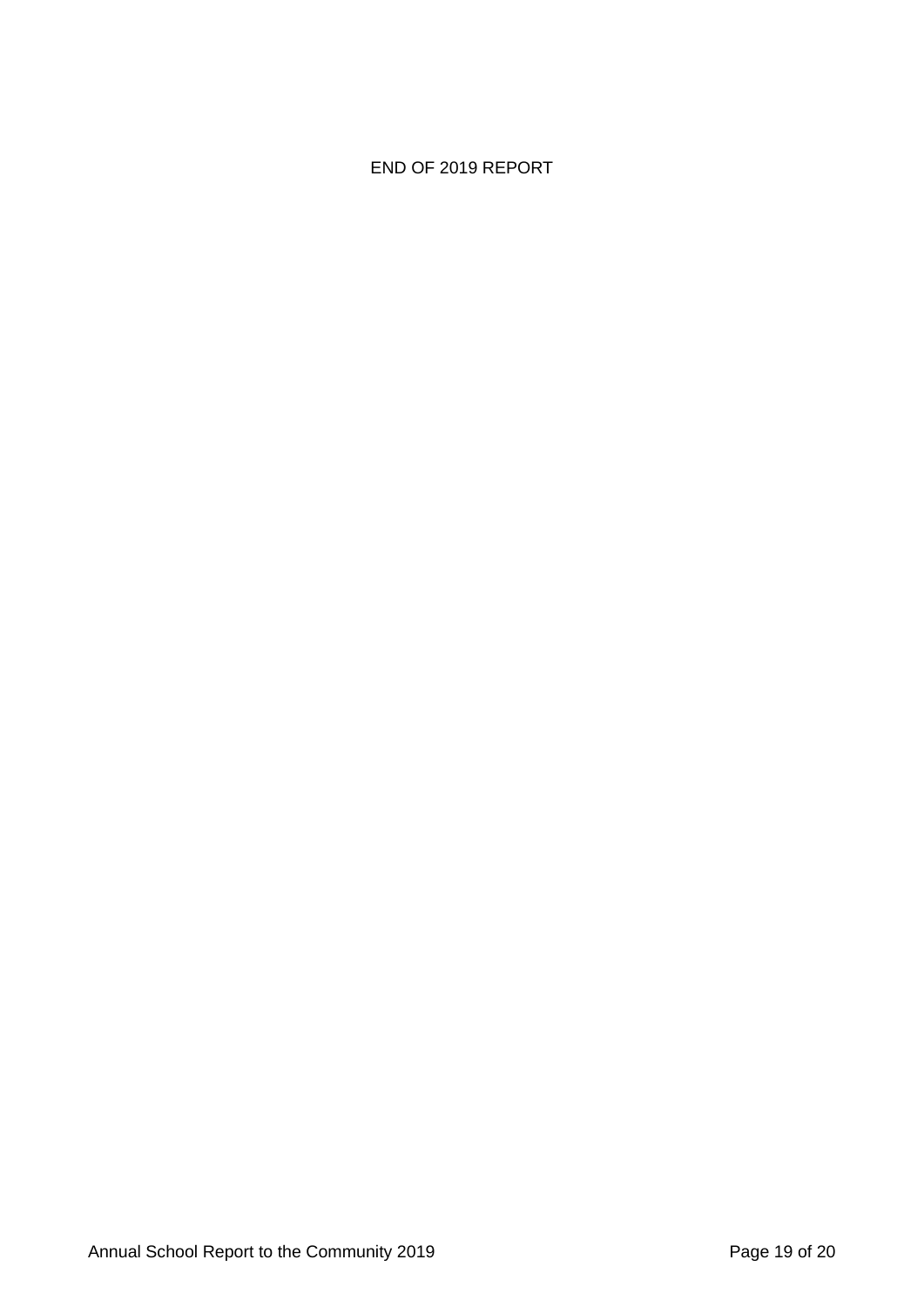END OF 2019 REPORT